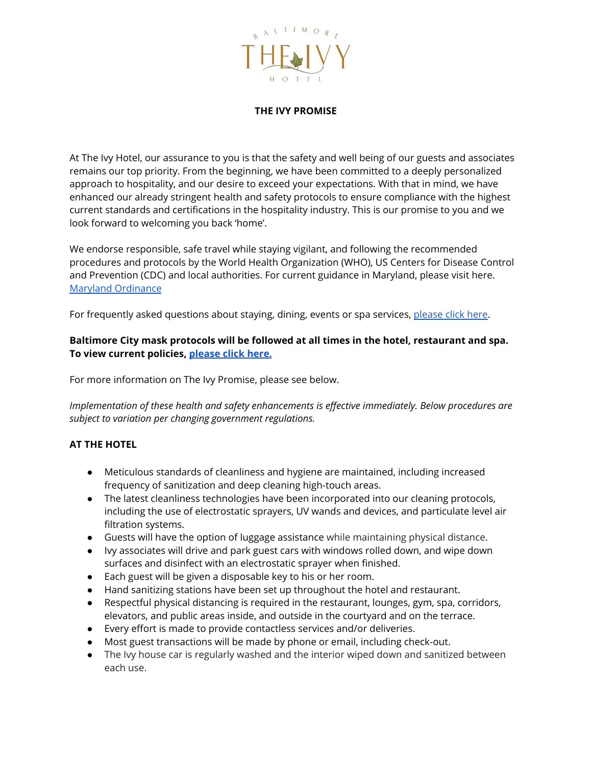BALTIMORE

THE IVY

HOTEL

# THE IVY PROMISE

At The Ivy Hotel, our assurance to you is that the safety and well being of our guests and associates remains our top priority. From the beginning, we have been committed to a deeply personalized approach to hospitality, and our desire to exceed your expectations. With that in mind, we have enhanced our already stringent health and safety protocols to ensure compliance with the highest current standards and certifications in the hospitality industry. This is our promise to you and we look forward to welcoming you back 'home'.

We endorse responsible, safe travel while staying vigilant, and following the recommended procedures and protocols by the World Health Organization (WHO), US Centers for Disease Control and Prevention (CDC) and local authorities. For current guidance in Maryland, please visit here. Maryland Ordinance

For frequently asked questions about staying, dining, events or spa services, please click here.

**Baltimore City mask protocols will be followed at all times in the hotel, restaurant and spa. To view current policies, please click here.**

For more information on The Ivy Promise, please see below.

*Implementation of these health and safety enhancements is effective immediately. Below procedures are subject to variation per changing government regulations.*

## AT THE HOTEL

- Meticulous standards of cleanliness and hygiene are maintained, including increased frequency of sanitization and deep cleaning high-touch areas.
- The latest cleanliness technologies have been incorporated into our cleaning protocols, including the use of electrostatic sprayers, UV wands and devices, and particulate level air filtration systems.
- Guests will have the option of luggage assistance while maintaining physical distance.
- Ivy associates will drive and park guest cars with windows rolled down, and wipe down surfaces and disinfect with an electrostatic sprayer when finished.
- Each guest will be given a disposable key to his or her room.
- Hand sanitizing stations have been set up throughout the hotel and restaurant.
- Respectful physical distancing is required in the restaurant, lounges, gym, spa, corridors, elevators, and public areas inside, and outside in the courtyard and on the terrace.
- Every effort is made to provide contactless services and/or deliveries.
- Most guest transactions will be made by phone or email, including check-out.
- The Ivy house car is regularly washed and the interior wiped down and sanitized between each use.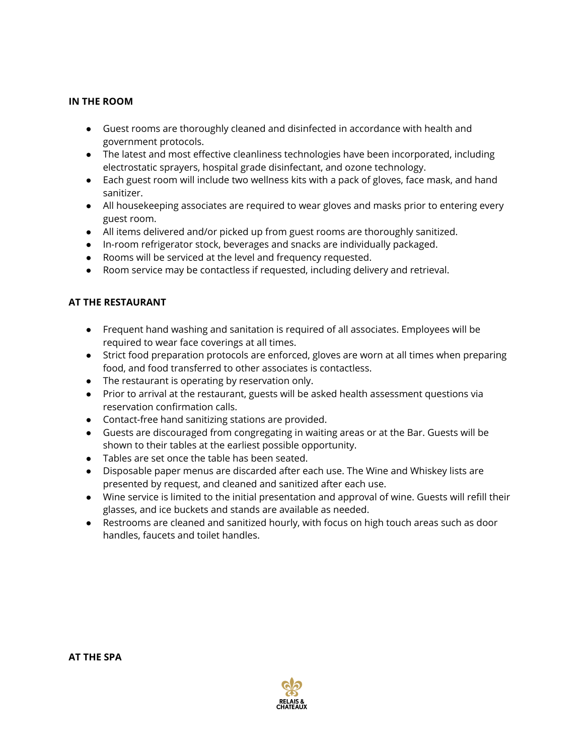**IN THE ROOM**

- Guest rooms are thoroughly cleaned and disinfected in accordance with health and government protocols.
- The latest and most effective cleanliness technologies have been incorporated, including electrostatic sprayers, hospital grade disinfectant, and ozone technology.
- Each guest room will include two wellness kits with a pack of gloves, face mask, and hand sanitizer.
- All housekeeping associates are required to wear gloves and masks prior to entering every guest room.
- All items delivered and/or picked up from guest rooms are thoroughly sanitized.
- In-room refrigerator stock, beverages and snacks are individually packaged.
- Rooms will be serviced at the level and frequency requested.
- Room service may be contactless if requested, including delivery and retrieval.

**AT THE RESTAURANT**

- Frequent hand washing and sanitation is required of all associates. Employees will be required to wear face coverings at all times.
- Strict food preparation protocols are enforced, gloves are worn at all times when preparing food, and food transferred to other associates is contactless.
- The restaurant is operating by reservation only.
- Prior to arrival at the restaurant, guests will be asked health assessment questions via reservation confirmation calls.
- Contact-free hand sanitizing stations are provided.
- Guests are discouraged from congregating in waiting areas or at the Bar. Guests will be shown to their tables at the earliest possible opportunity.
- Tables are set once the table has been seated.
- Disposable paper menus are discarded after each use. The Wine and Whiskey lists are presented by request, and cleaned and sanitized after each use.
- Wine service is limited to the initial presentation and approval of wine. Guests will refill their glasses, and ice buckets and stands are available as needed.
- Restrooms are cleaned and sanitized hourly, with focus on high touch areas such as door handles, faucets and toilet handles.

**AT THE SPA**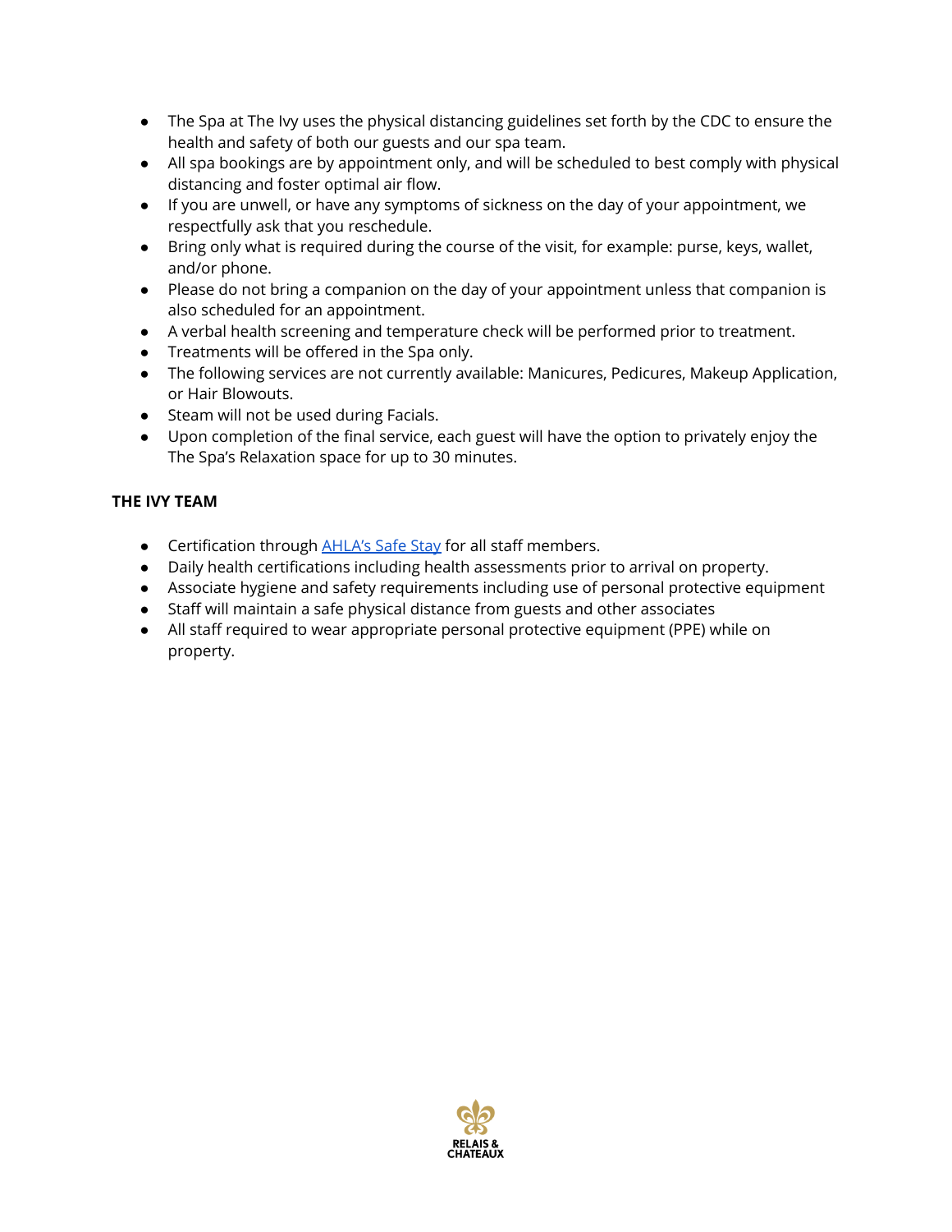- The Spa at The Ivy uses the physical distancing guidelines set forth by the CDC to ensure the health and safety of both our guests and our spa team.
- All spa bookings are by appointment only, and will be scheduled to best comply with physical distancing and foster optimal air flow.
- If you are unwell, or have any symptoms of sickness on the day of your appointment, we respectfully ask that you reschedule.
- Bring only what is required during the course of the visit, for example: purse, keys, wallet, and/or phone.
- Please do not bring a companion on the day of your appointment unless that companion is also scheduled for an appointment.
- A verbal health screening and temperature check will be performed prior to treatment.
- Treatments will be offered in the Spa only.
- The following services are not currently available: Manicures, Pedicures, Makeup Application, or Hair Blowouts.
- Steam will not be used during Facials.
- Upon completion of the final service, each guest will have the option to privately enjoy the The Spa's Relaxation space for up to 30 minutes.

**THE IVY TEAM**

- Certification through AHLA's Safe Stay for all staff members.
- Daily health certifications including health assessments prior to arrival on property.
- Associate hygiene and safety requirements including use of personal protective equipment
- Staff will maintain a safe physical distance from guests and other associates
- All staff required to wear appropriate personal protective equipment (PPE) while on property.

RELAIS & CHATEAUX